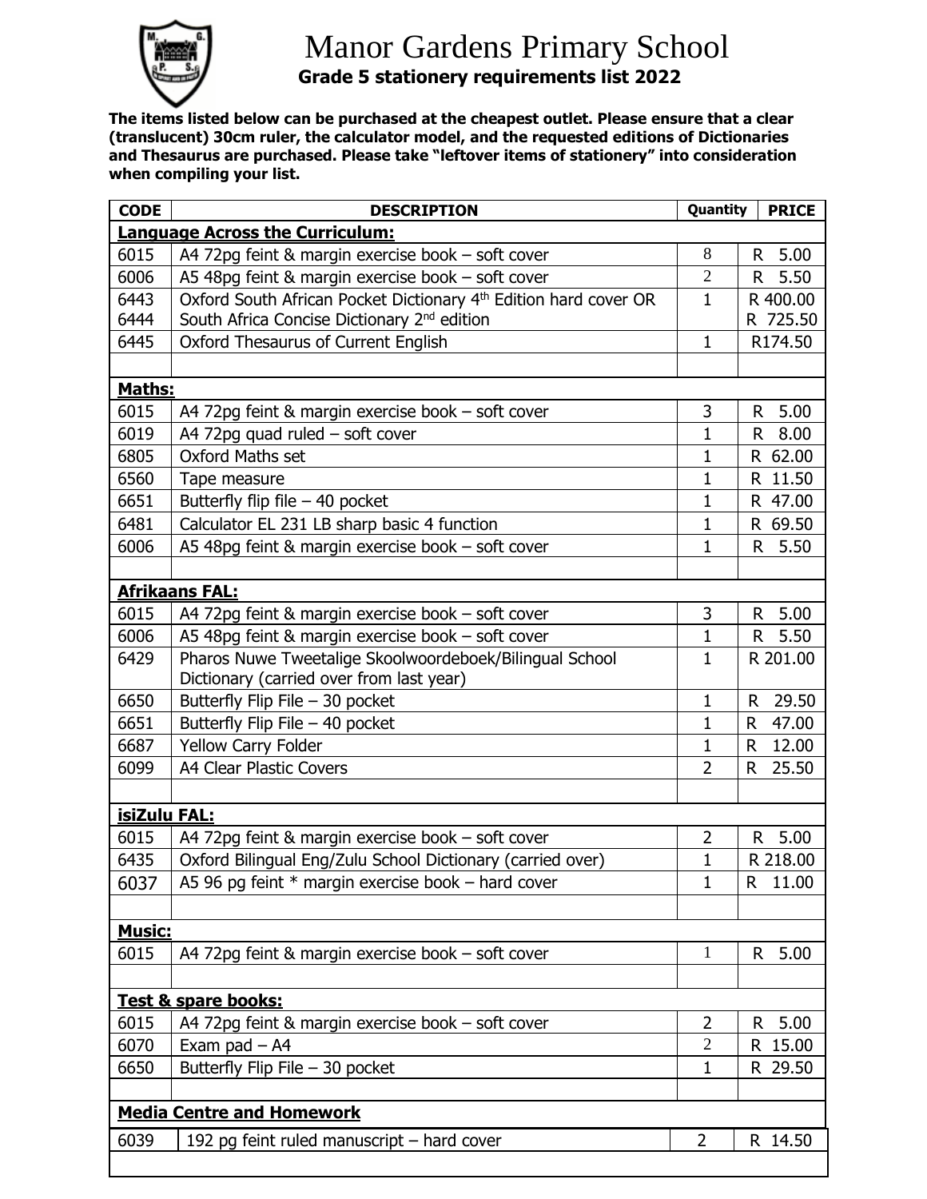# Manor Gardens Primary School

## Grade 5 stationery requirements list 2022

**The items listed below can be purchased at the cheapest outlet. Please ensure that a clear (translucent) 30cm ruler, the calculator model, and the requested editions of Dictionaries and Thesaurus are purchased. Please take "leftover items of stationery" into consideration when compiling your list.**

| CODE | DESCRIPTION | Quantity | PRICE |
|---|---|---|---|
| **Language Across the Curriculum:** | | | |
| 6015 | A4 72pg feint & margin exercise book – soft cover | 8 | R 5.00 |
| 6006 | A5 48pg feint & margin exercise book – soft cover | 2 | R 5.50 |
| 6443<br>6444 | Oxford South African Pocket Dictionary 4th Edition hard cover OR<br>South Africa Concise Dictionary 2nd edition | 1 | R 400.00<br>R 725.50 |
| 6445 | Oxford Thesaurus of Current English | 1 | R174.50 |
| | | | |
| **Maths:** | | | |
| 6015 | A4 72pg feint & margin exercise book – soft cover | 3 | R 5.00 |
| 6019 | A4 72pg quad ruled – soft cover | 1 | R 8.00 |
| 6805 | Oxford Maths set | 1 | R 62.00 |
| 6560 | Tape measure | 1 | R 11.50 |
| 6651 | Butterfly flip file – 40 pocket | 1 | R 47.00 |
| 6481 | Calculator EL 231 LB sharp basic 4 function | 1 | R 69.50 |
| 6006 | A5 48pg feint & margin exercise book – soft cover | 1 | R 5.50 |
| | | | |
| **Afrikaans FAL:** | | | |
| 6015 | A4 72pg feint & margin exercise book – soft cover | 3 | R 5.00 |
| 6006 | A5 48pg feint & margin exercise book – soft cover | 1 | R 5.50 |
| 6429 | Pharos Nuwe Tweetalige Skoolwoordeboek/Bilingual School Dictionary (carried over from last year) | 1 | R 201.00 |
| 6650 | Butterfly Flip File – 30 pocket | 1 | R 29.50 |
| 6651 | Butterfly Flip File – 40 pocket | 1 | R 47.00 |
| 6687 | Yellow Carry Folder | 1 | R 12.00 |
| 6099 | A4 Clear Plastic Covers | 2 | R 25.50 |
| | | | |
| **isiZulu FAL:** | | | |
| 6015 | A4 72pg feint & margin exercise book – soft cover | 2 | R 5.00 |
| 6435 | Oxford Bilingual Eng/Zulu School Dictionary (carried over) | 1 | R 218.00 |
| 6037 | A5 96 pg feint * margin exercise book – hard cover | 1 | R 11.00 |
| | | | |
| **Music:** | | | |
| 6015 | A4 72pg feint & margin exercise book – soft cover | 1 | R 5.00 |
| | | | |
| **Test & spare books:** | | | |
| 6015 | A4 72pg feint & margin exercise book – soft cover | 2 | R 5.00 |
| 6070 | Exam pad – A4 | 2 | R 15.00 |
| 6650 | Butterfly Flip File – 30 pocket | 1 | R 29.50 |
| | | | |
| **Media Centre and Homework** | | | |
| 6039 | 192 pg feint ruled manuscript – hard cover | 2 | R 14.50 |
| | | | |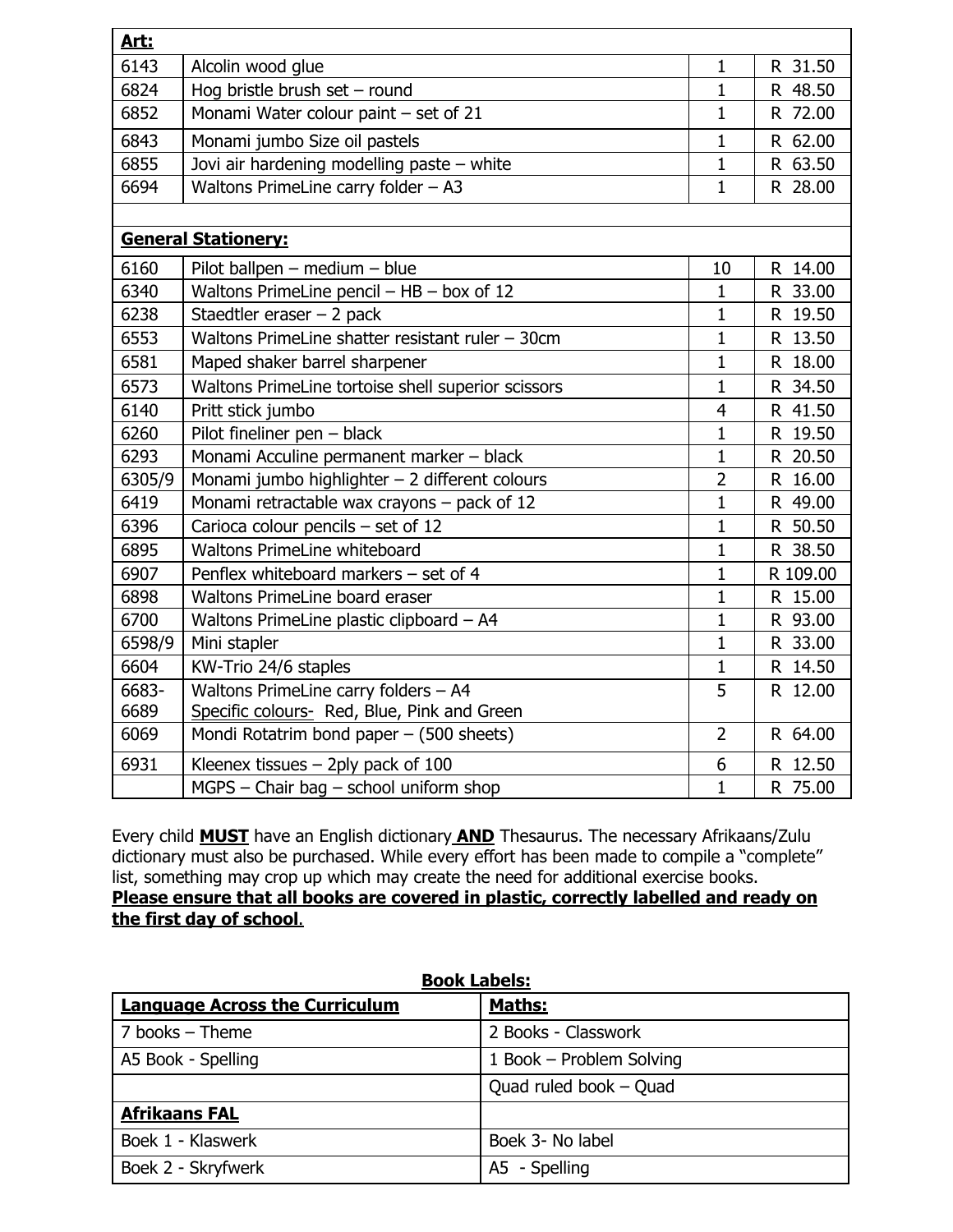| | | | |
|---|---|---|---|
| **Art:** | | | |
| 6143 | Alcolin wood glue | 1 | R 31.50 |
| 6824 | Hog bristle brush set – round | 1 | R 48.50 |
| 6852 | Monami Water colour paint – set of 21 | 1 | R 72.00 |
| 6843 | Monami jumbo Size oil pastels | 1 | R 62.00 |
| 6855 | Jovi air hardening modelling paste – white | 1 | R 63.50 |
| 6694 | Waltons PrimeLine carry folder – A3 | 1 | R 28.00 |
| | | | |
| **General Stationery:** | | | |
| 6160 | Pilot ballpen – medium – blue | 10 | R 14.00 |
| 6340 | Waltons PrimeLine pencil – HB – box of 12 | 1 | R 33.00 |
| 6238 | Staedtler eraser – 2 pack | 1 | R 19.50 |
| 6553 | Waltons PrimeLine shatter resistant ruler – 30cm | 1 | R 13.50 |
| 6581 | Maped shaker barrel sharpener | 1 | R 18.00 |
| 6573 | Waltons PrimeLine tortoise shell superior scissors | 1 | R 34.50 |
| 6140 | Pritt stick jumbo | 4 | R 41.50 |
| 6260 | Pilot fineliner pen – black | 1 | R 19.50 |
| 6293 | Monami Acculine permanent marker – black | 1 | R 20.50 |
| 6305/9 | Monami jumbo highlighter – 2 different colours | 2 | R 16.00 |
| 6419 | Monami retractable wax crayons – pack of 12 | 1 | R 49.00 |
| 6396 | Carioca colour pencils – set of 12 | 1 | R 50.50 |
| 6895 | Waltons PrimeLine whiteboard | 1 | R 38.50 |
| 6907 | Penflex whiteboard markers – set of 4 | 1 | R 109.00 |
| 6898 | Waltons PrimeLine board eraser | 1 | R 15.00 |
| 6700 | Waltons PrimeLine plastic clipboard – A4 | 1 | R 93.00 |
| 6598/9 | Mini stapler | 1 | R 33.00 |
| 6604 | KW-Trio 24/6 staples | 1 | R 14.50 |
| 6683-6689 | Waltons PrimeLine carry folders – A4<br>Specific colours- Red, Blue, Pink and Green | 5 | R 12.00 |
| 6069 | Mondi Rotatrim bond paper – (500 sheets) | 2 | R 64.00 |
| 6931 | Kleenex tissues – 2ply pack of 100 | 6 | R 12.50 |
| | MGPS – Chair bag – school uniform shop | 1 | R 75.00 |

Every child **MUST** have an English dictionary **AND** Thesaurus. The necessary Afrikaans/Zulu dictionary must also be purchased. While every effort has been made to compile a "complete" list, something may crop up which may create the need for additional exercise books.
**Please ensure that all books are covered in plastic, correctly labelled and ready on the first day of school**.

**Book Labels:**

| **Language Across the Curriculum** | **Maths:** |
|---|---|
| 7 books – Theme | 2 Books - Classwork |
| A5 Book - Spelling | 1 Book – Problem Solving |
| | Quad ruled book – Quad |
| **Afrikaans FAL** | |
| Boek 1 - Klaswerk | Boek 3- No label |
| Boek 2 - Skryfwerk | A5 - Spelling |